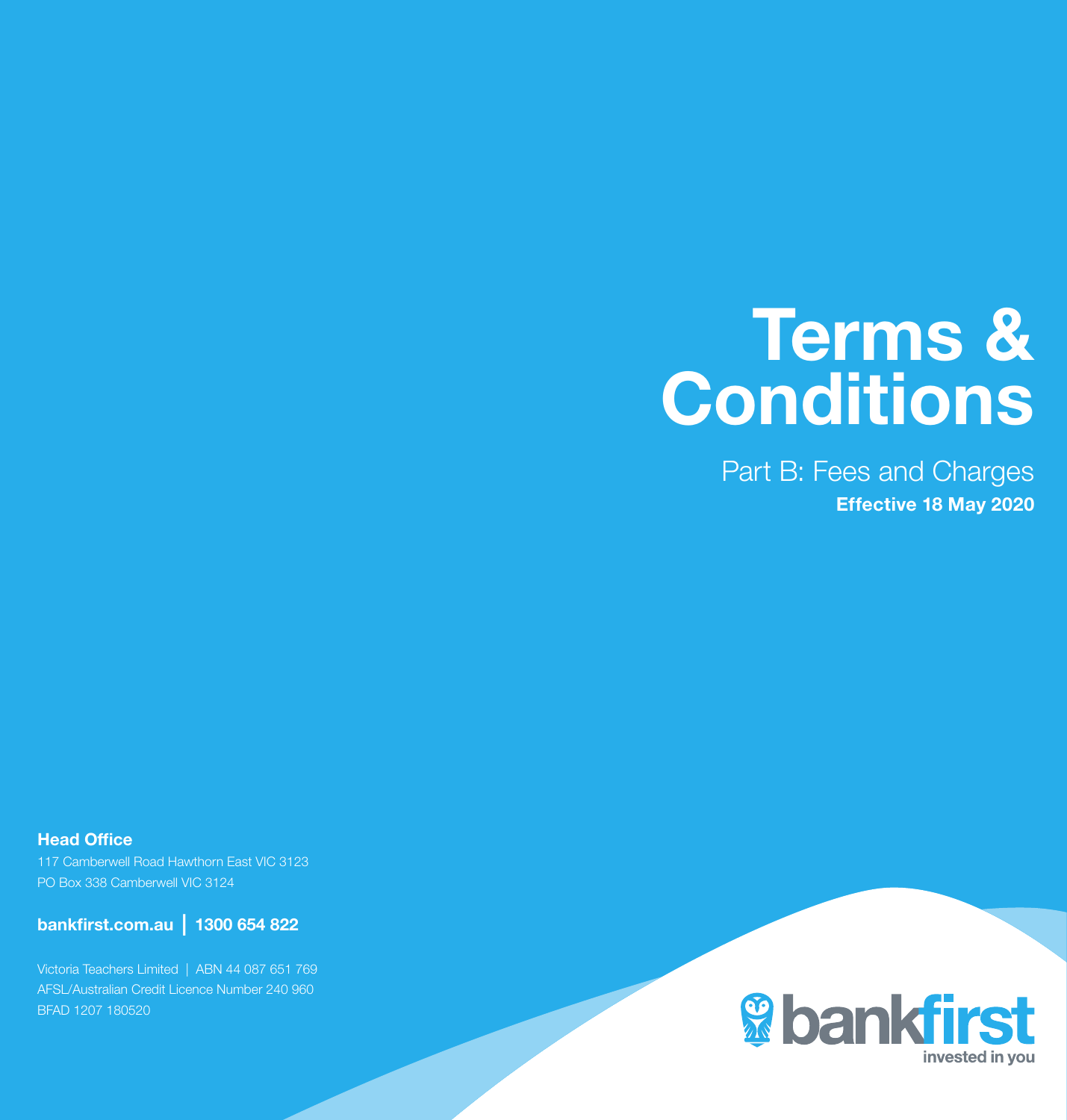# Terms & Conditions

## Part B: Fees and Charges

**Effective 18 May 2020**

**Head Office**

117 Camberwell Road Hawthorn East VIC 3123

PO Box 338 Camberwell VIC 3124

**bankfirst.com.au | 1300 654 822**

Victoria Teachers Limited | ABN 44 087 651 769

AFSL/Australian Credit Licence Number 240 960

BFAD 1207 180520

bankfirst

invested in you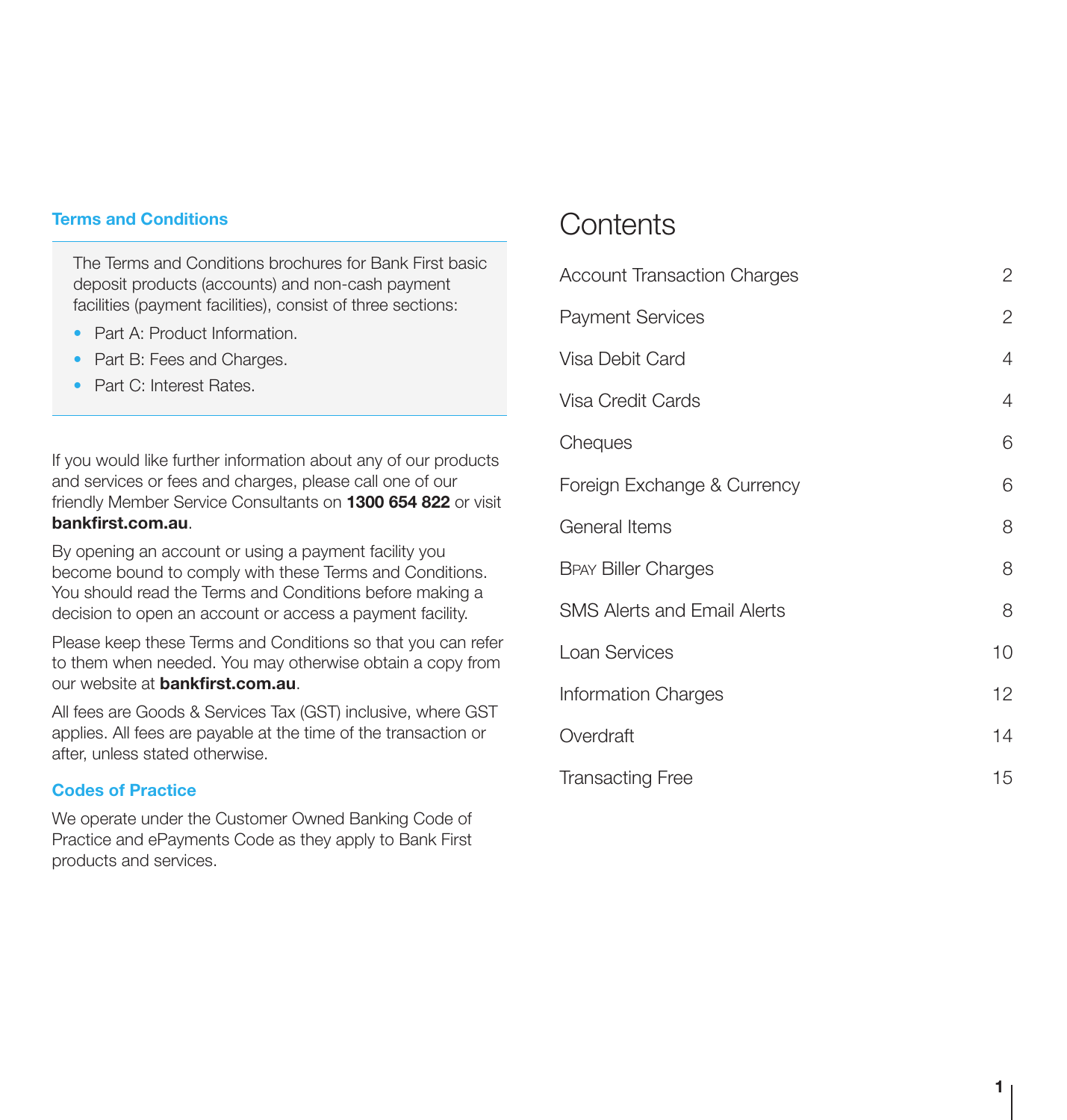### Terms and Conditions

The Terms and Conditions brochures for Bank First basic deposit products (accounts) and non-cash payment facilities (payment facilities), consist of three sections:

- Part A: Product Information.
- Part B: Fees and Charges.
- Part C: Interest Rates.

If you would like further information about any of our products and services or fees and charges, please call one of our friendly Member Service Consultants on **1300 654 822** or visit **bankfirst.com.au**.

By opening an account or using a payment facility you become bound to comply with these Terms and Conditions. You should read the Terms and Conditions before making a decision to open an account or access a payment facility.

Please keep these Terms and Conditions so that you can refer to them when needed. You may otherwise obtain a copy from our website at **bankfirst.com.au**.

All fees are Goods & Services Tax (GST) inclusive, where GST applies. All fees are payable at the time of the transaction or after, unless stated otherwise.

### Codes of Practice

We operate under the Customer Owned Banking Code of Practice and ePayments Code as they apply to Bank First products and services.

# Contents

| | |
|---|---|
| Account Transaction Charges | 2 |
| Payment Services | 2 |
| Visa Debit Card | 4 |
| Visa Credit Cards | 4 |
| Cheques | 6 |
| Foreign Exchange & Currency | 6 |
| General Items | 8 |
| BPAY Biller Charges | 8 |
| SMS Alerts and Email Alerts | 8 |
| Loan Services | 10 |
| Information Charges | 12 |
| Overdraft | 14 |
| Transacting Free | 15 |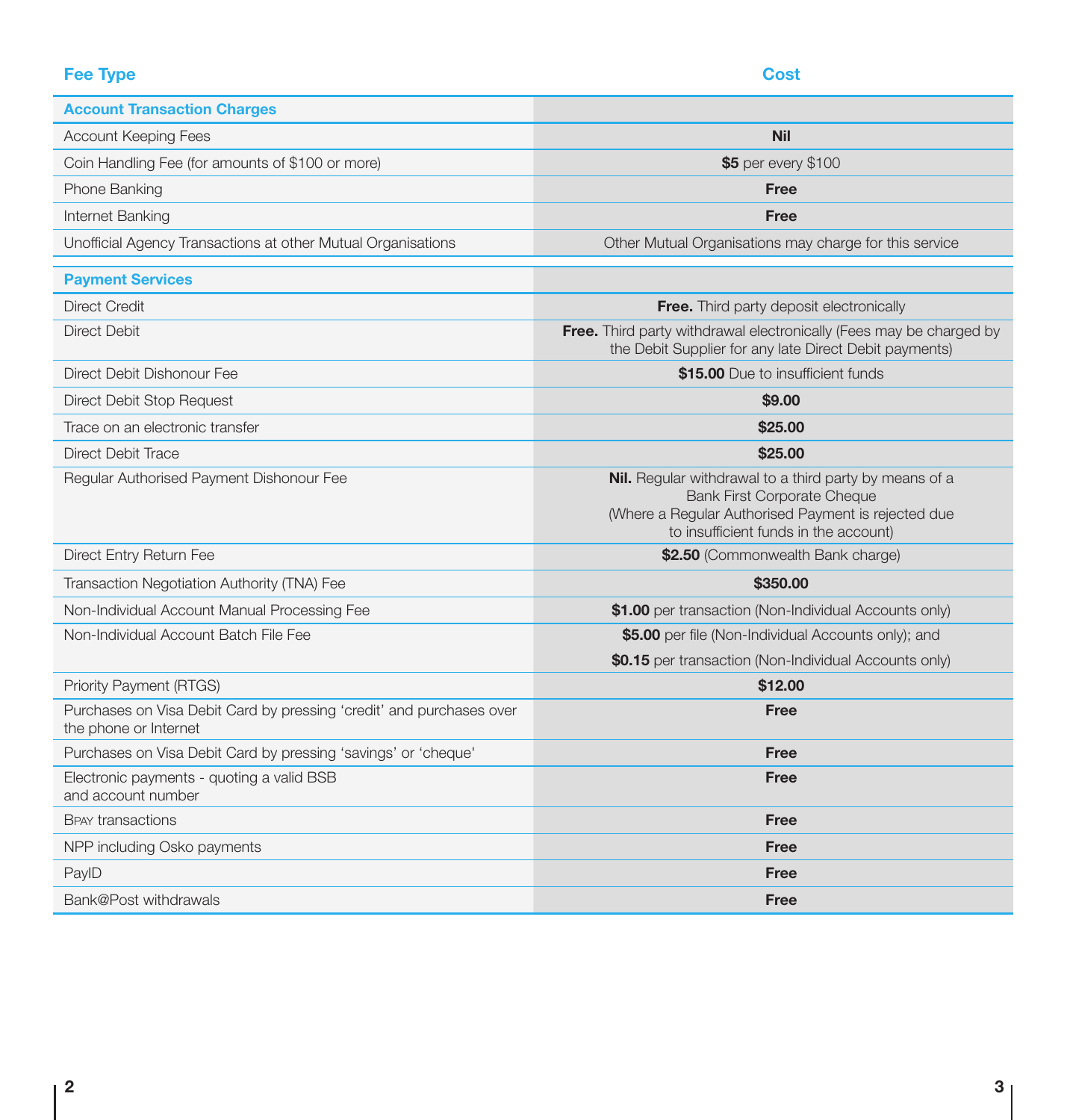| Fee Type | Cost |
|---|---|
| **Account Transaction Charges** | |
| Account Keeping Fees | **Nil** |
| Coin Handling Fee (for amounts of $100 or more) | **$5** per every $100 |
| Phone Banking | **Free** |
| Internet Banking | **Free** |
| Unofficial Agency Transactions at other Mutual Organisations | Other Mutual Organisations may charge for this service |
| **Payment Services** | |
| Direct Credit | **Free.** Third party deposit electronically |
| Direct Debit | **Free.** Third party withdrawal electronically (Fees may be charged by the Debit Supplier for any late Direct Debit payments) |
| Direct Debit Dishonour Fee | **$15.00** Due to insufficient funds |
| Direct Debit Stop Request | **$9.00** |
| Trace on an electronic transfer | **$25.00** |
| Direct Debit Trace | **$25.00** |
| Regular Authorised Payment Dishonour Fee | **Nil.** Regular withdrawal to a third party by means of a Bank First Corporate Cheque (Where a Regular Authorised Payment is rejected due to insufficient funds in the account) |
| Direct Entry Return Fee | **$2.50** (Commonwealth Bank charge) |
| Transaction Negotiation Authority (TNA) Fee | **$350.00** |
| Non-Individual Account Manual Processing Fee | **$1.00** per transaction (Non-Individual Accounts only) |
| Non-Individual Account Batch File Fee | **$5.00** per file (Non-Individual Accounts only); and **$0.15** per transaction (Non-Individual Accounts only) |
| Priority Payment (RTGS) | **$12.00** |
| Purchases on Visa Debit Card by pressing 'credit' and purchases over the phone or Internet | **Free** |
| Purchases on Visa Debit Card by pressing 'savings' or 'cheque' | **Free** |
| Electronic payments - quoting a valid BSB and account number | **Free** |
| BPAY transactions | **Free** |
| NPP including Osko payments | **Free** |
| PayID | **Free** |
| Bank@Post withdrawals | **Free** |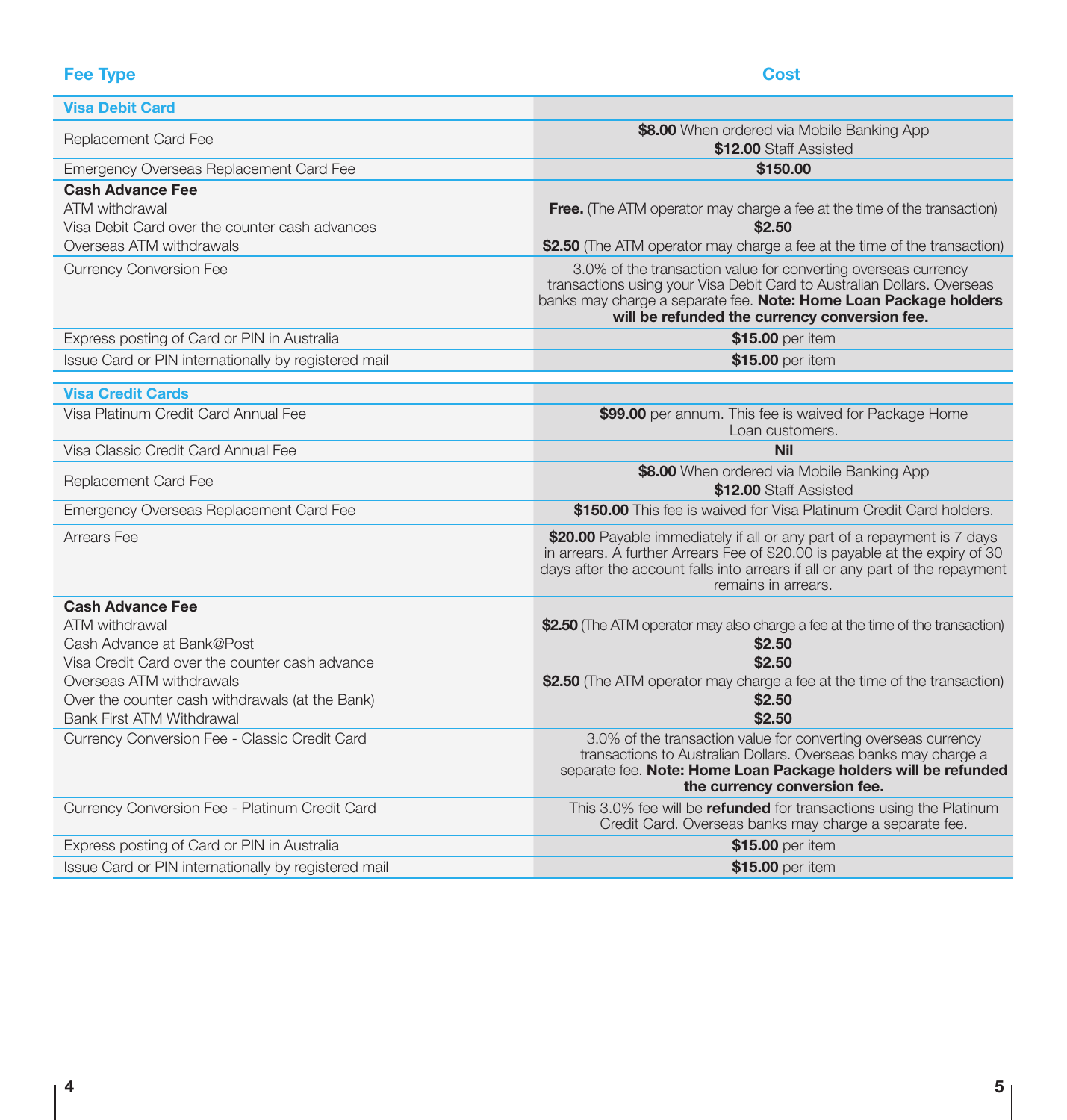| Fee Type | Cost |
| --- | --- |
| **Visa Debit Card** | |
| Replacement Card Fee | **$8.00** When ordered via Mobile Banking App<br>**$12.00** Staff Assisted |
| Emergency Overseas Replacement Card Fee | **$150.00** |
| **Cash Advance Fee** | |
| ATM withdrawal | **Free.** (The ATM operator may charge a fee at the time of the transaction) |
| Visa Debit Card over the counter cash advances | **$2.50** |
| Overseas ATM withdrawals | **$2.50** (The ATM operator may charge a fee at the time of the transaction) |
| Currency Conversion Fee | 3.0% of the transaction value for converting overseas currency transactions using your Visa Debit Card to Australian Dollars. Overseas banks may charge a separate fee. **Note: Home Loan Package holders will be refunded the currency conversion fee.** |
| Express posting of Card or PIN in Australia | **$15.00** per item |
| Issue Card or PIN internationally by registered mail | **$15.00** per item |
| **Visa Credit Cards** | |
| Visa Platinum Credit Card Annual Fee | **$99.00** per annum. This fee is waived for Package Home Loan customers. |
| Visa Classic Credit Card Annual Fee | **Nil** |
| Replacement Card Fee | **$8.00** When ordered via Mobile Banking App<br>**$12.00** Staff Assisted |
| Emergency Overseas Replacement Card Fee | **$150.00** This fee is waived for Visa Platinum Credit Card holders. |
| Arrears Fee | **$20.00** Payable immediately if all or any part of a repayment is 7 days in arrears. A further Arrears Fee of $20.00 is payable at the expiry of 30 days after the account falls into arrears if all or any part of the repayment remains in arrears. |
| **Cash Advance Fee** | |
| ATM withdrawal | **$2.50** (The ATM operator may also charge a fee at the time of the transaction) |
| Cash Advance at Bank@Post | **$2.50** |
| Visa Credit Card over the counter cash advance | **$2.50** |
| Overseas ATM withdrawals | **$2.50** (The ATM operator may charge a fee at the time of the transaction) |
| Over the counter cash withdrawals (at the Bank) | **$2.50** |
| Bank First ATM Withdrawal | **$2.50** |
| Currency Conversion Fee - Classic Credit Card | 3.0% of the transaction value for converting overseas currency transactions to Australian Dollars. Overseas banks may charge a separate fee. **Note: Home Loan Package holders will be refunded the currency conversion fee.** |
| Currency Conversion Fee - Platinum Credit Card | This 3.0% fee will be **refunded** for transactions using the Platinum Credit Card. Overseas banks may charge a separate fee. |
| Express posting of Card or PIN in Australia | **$15.00** per item |
| Issue Card or PIN internationally by registered mail | **$15.00** per item |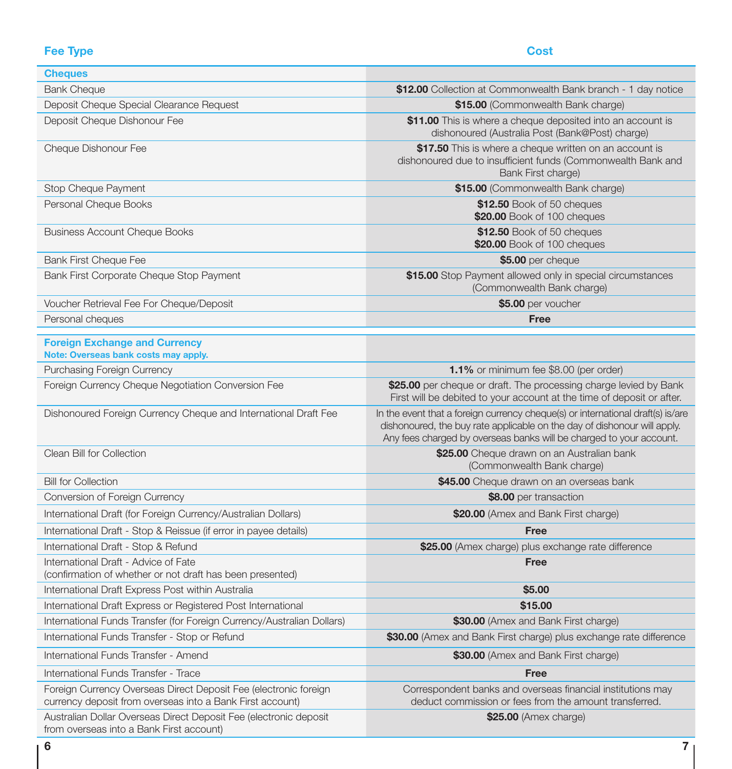| Fee Type | Cost |
|---|---|
| **Cheques** | |
| Bank Cheque | **$12.00** Collection at Commonwealth Bank branch - 1 day notice |
| Deposit Cheque Special Clearance Request | **$15.00** (Commonwealth Bank charge) |
| Deposit Cheque Dishonour Fee | **$11.00** This is where a cheque deposited into an account is dishonoured (Australia Post (Bank@Post) charge) |
| Cheque Dishonour Fee | **$17.50** This is where a cheque written on an account is dishonoured due to insufficient funds (Commonwealth Bank and Bank First charge) |
| Stop Cheque Payment | **$15.00** (Commonwealth Bank charge) |
| Personal Cheque Books | **$12.50** Book of 50 cheques<br>**$20.00** Book of 100 cheques |
| Business Account Cheque Books | **$12.50** Book of 50 cheques<br>**$20.00** Book of 100 cheques |
| Bank First Cheque Fee | **$5.00** per cheque |
| Bank First Corporate Cheque Stop Payment | **$15.00** Stop Payment allowed only in special circumstances (Commonwealth Bank charge) |
| Voucher Retrieval Fee For Cheque/Deposit | **$5.00** per voucher |
| Personal cheques | **Free** |

| Fee Type | Cost |
|---|---|
| **Foreign Exchange and Currency**<br>**Note: Overseas bank costs may apply.** | |
| Purchasing Foreign Currency | **1.1%** or minimum fee $8.00 (per order) |
| Foreign Currency Cheque Negotiation Conversion Fee | **$25.00** per cheque or draft. The processing charge levied by Bank First will be debited to your account at the time of deposit or after. |
| Dishonoured Foreign Currency Cheque and International Draft Fee | In the event that a foreign currency cheque(s) or international draft(s) is/are dishonoured, the buy rate applicable on the day of dishonour will apply. Any fees charged by overseas banks will be charged to your account. |
| Clean Bill for Collection | **$25.00** Cheque drawn on an Australian bank (Commonwealth Bank charge) |
| Bill for Collection | **$45.00** Cheque drawn on an overseas bank |
| Conversion of Foreign Currency | **$8.00** per transaction |
| International Draft (for Foreign Currency/Australian Dollars) | **$20.00** (Amex and Bank First charge) |
| International Draft - Stop & Reissue (if error in payee details) | **Free** |
| International Draft - Stop & Refund | **$25.00** (Amex charge) plus exchange rate difference |
| International Draft - Advice of Fate (confirmation of whether or not draft has been presented) | **Free** |
| International Draft Express Post within Australia | **$5.00** |
| International Draft Express or Registered Post International | **$15.00** |
| International Funds Transfer (for Foreign Currency/Australian Dollars) | **$30.00** (Amex and Bank First charge) |
| International Funds Transfer - Stop or Refund | **$30.00** (Amex and Bank First charge) plus exchange rate difference |
| International Funds Transfer - Amend | **$30.00** (Amex and Bank First charge) |
| International Funds Transfer - Trace | **Free** |
| Foreign Currency Overseas Direct Deposit Fee (electronic foreign currency deposit from overseas into a Bank First account) | Correspondent banks and overseas financial institutions may deduct commission or fees from the amount transferred. |
| Australian Dollar Overseas Direct Deposit Fee (electronic deposit from overseas into a Bank First account) | **$25.00** (Amex charge) |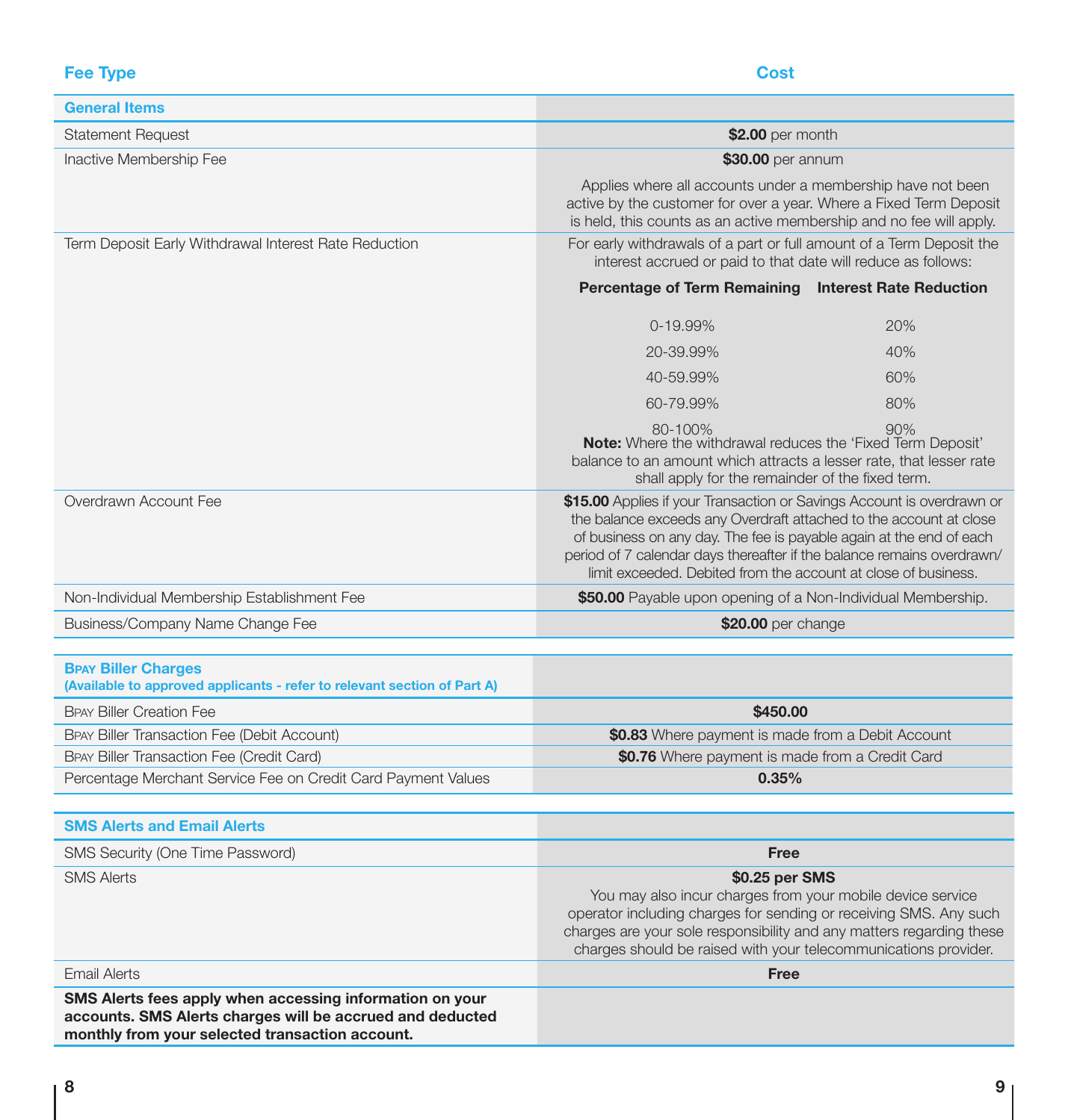| Fee Type | Cost |
|---|---|
| **General Items** | |
| Statement Request | **$2.00** per month |
| Inactive Membership Fee | **$30.00** per annum<br>Applies where all accounts under a membership have not been active by the customer for over a year. Where a Fixed Term Deposit is held, this counts as an active membership and no fee will apply. |
| Term Deposit Early Withdrawal Interest Rate Reduction | For early withdrawals of a part or full amount of a Term Deposit the interest accrued or paid to that date will reduce as follows:<br>**Percentage of Term Remaining** — **Interest Rate Reduction**<br>0-19.99% — 20%<br>20-39.99% — 40%<br>40-59.99% — 60%<br>60-79.99% — 80%<br>80-100% — 90%<br>**Note:** Where the withdrawal reduces the 'Fixed Term Deposit' balance to an amount which attracts a lesser rate, that lesser rate shall apply for the remainder of the fixed term. |
| Overdrawn Account Fee | **$15.00** Applies if your Transaction or Savings Account is overdrawn or the balance exceeds any Overdraft attached to the account at close of business on any day. The fee is payable again at the end of each period of 7 calendar days thereafter if the balance remains overdrawn/ limit exceeded. Debited from the account at close of business. |
| Non-Individual Membership Establishment Fee | **$50.00** Payable upon opening of a Non-Individual Membership. |
| Business/Company Name Change Fee | **$20.00** per change |

| **BPAY Biller Charges**<br>**(Available to approved applicants - refer to relevant section of Part A)** | |
|---|---|
| BPAY Biller Creation Fee | **$450.00** |
| BPAY Biller Transaction Fee (Debit Account) | **$0.83** Where payment is made from a Debit Account |
| BPAY Biller Transaction Fee (Credit Card) | **$0.76** Where payment is made from a Credit Card |
| Percentage Merchant Service Fee on Credit Card Payment Values | **0.35%** |

| **SMS Alerts and Email Alerts** | |
|---|---|
| SMS Security (One Time Password) | **Free** |
| SMS Alerts | **$0.25 per SMS**<br>You may also incur charges from your mobile device service operator including charges for sending or receiving SMS. Any such charges are your sole responsibility and any matters regarding these charges should be raised with your telecommunications provider. |
| Email Alerts | **Free** |
| **SMS Alerts fees apply when accessing information on your accounts. SMS Alerts charges will be accrued and deducted monthly from your selected transaction account.** | |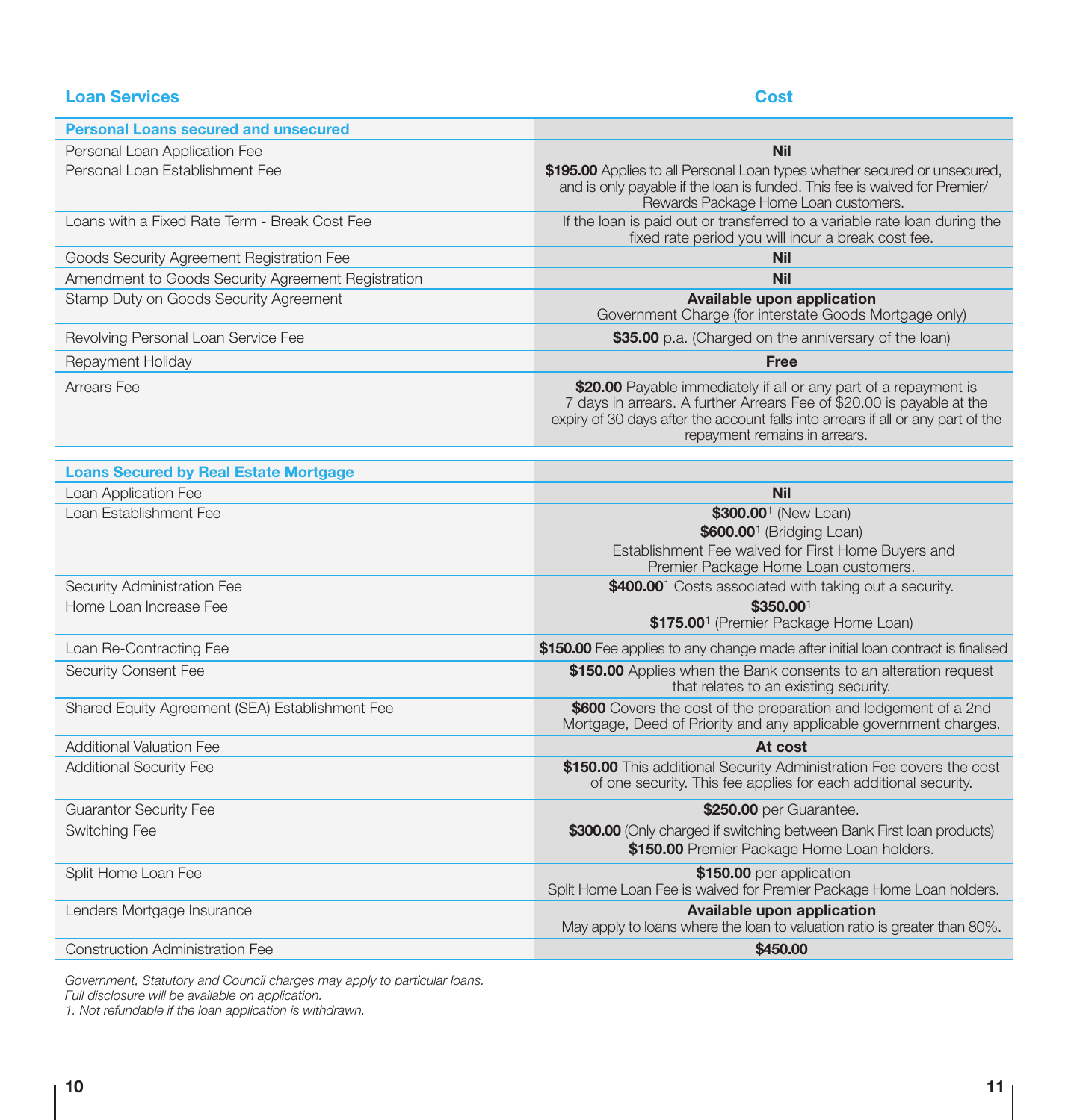| Loan Services | Cost |
|---|---|
| **Personal Loans secured and unsecured** | |
| Personal Loan Application Fee | **Nil** |
| Personal Loan Establishment Fee | **$195.00** Applies to all Personal Loan types whether secured or unsecured, and is only payable if the loan is funded. This fee is waived for Premier/ Rewards Package Home Loan customers. |
| Loans with a Fixed Rate Term - Break Cost Fee | If the loan is paid out or transferred to a variable rate loan during the fixed rate period you will incur a break cost fee. |
| Goods Security Agreement Registration Fee | **Nil** |
| Amendment to Goods Security Agreement Registration | **Nil** |
| Stamp Duty on Goods Security Agreement | **Available upon application** Government Charge (for interstate Goods Mortgage only) |
| Revolving Personal Loan Service Fee | **$35.00** p.a. (Charged on the anniversary of the loan) |
| Repayment Holiday | **Free** |
| Arrears Fee | **$20.00** Payable immediately if all or any part of a repayment is 7 days in arrears. A further Arrears Fee of $20.00 is payable at the expiry of 30 days after the account falls into arrears if all or any part of the repayment remains in arrears. |
| **Loans Secured by Real Estate Mortgage** | |
| Loan Application Fee | **Nil** |
| Loan Establishment Fee | **$300.00**[1] (New Loan)<br>**$600.00**[1] (Bridging Loan)<br>Establishment Fee waived for First Home Buyers and Premier Package Home Loan customers. |
| Security Administration Fee | **$400.00**[1] Costs associated with taking out a security. |
| Home Loan Increase Fee | **$350.00**[1]<br>**$175.00**[1] (Premier Package Home Loan) |
| Loan Re-Contracting Fee | **$150.00** Fee applies to any change made after initial loan contract is finalised |
| Security Consent Fee | **$150.00** Applies when the Bank consents to an alteration request that relates to an existing security. |
| Shared Equity Agreement (SEA) Establishment Fee | **$600** Covers the cost of the preparation and lodgement of a 2nd Mortgage, Deed of Priority and any applicable government charges. |
| Additional Valuation Fee | **At cost** |
| Additional Security Fee | **$150.00** This additional Security Administration Fee covers the cost of one security. This fee applies for each additional security. |
| Guarantor Security Fee | **$250.00** per Guarantee. |
| Switching Fee | **$300.00** (Only charged if switching between Bank First loan products)<br>**$150.00** Premier Package Home Loan holders. |
| Split Home Loan Fee | **$150.00** per application<br>Split Home Loan Fee is waived for Premier Package Home Loan holders. |
| Lenders Mortgage Insurance | **Available upon application**<br>May apply to loans where the loan to valuation ratio is greater than 80%. |
| Construction Administration Fee | **$450.00** |

*Government, Statutory and Council charges may apply to particular loans.*
*Full disclosure will be available on application.*
*1. Not refundable if the loan application is withdrawn.*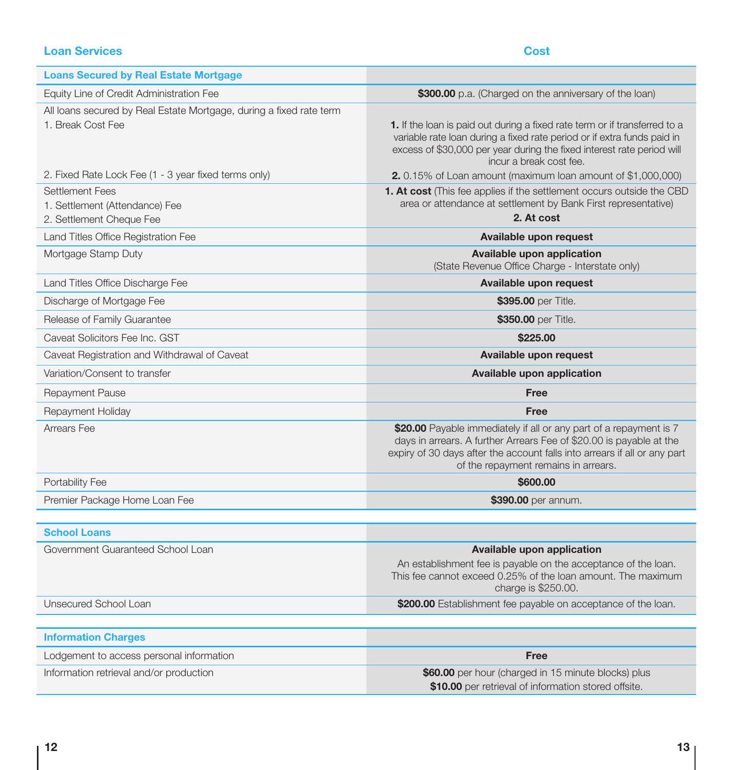| Loan Services | Cost |
|---|---|
| **Loans Secured by Real Estate Mortgage** | |
| Equity Line of Credit Administration Fee | **$300.00** p.a. (Charged on the anniversary of the loan) |
| All loans secured by Real Estate Mortgage, during a fixed rate term<br>1. Break Cost Fee<br>2. Fixed Rate Lock Fee (1 - 3 year fixed terms only) | **1.** If the loan is paid out during a fixed rate term or if transferred to a variable rate loan during a fixed rate period or if extra funds paid in excess of $30,000 per year during the fixed interest rate period will incur a break cost fee.<br>**2.** 0.15% of Loan amount (maximum loan amount of $1,000,000) |
| Settlement Fees<br>1. Settlement (Attendance) Fee<br>2. Settlement Cheque Fee | **1. At cost** (This fee applies if the settlement occurs outside the CBD area or attendance at settlement by Bank First representative)<br>**2. At cost** |
| Land Titles Office Registration Fee | **Available upon request** |
| Mortgage Stamp Duty | **Available upon application**<br>(State Revenue Office Charge - Interstate only) |
| Land Titles Office Discharge Fee | **Available upon request** |
| Discharge of Mortgage Fee | **$395.00** per Title. |
| Release of Family Guarantee | **$350.00** per Title. |
| Caveat Solicitors Fee Inc. GST | **$225.00** |
| Caveat Registration and Withdrawal of Caveat | **Available upon request** |
| Variation/Consent to transfer | **Available upon application** |
| Repayment Pause | **Free** |
| Repayment Holiday | **Free** |
| Arrears Fee | **$20.00** Payable immediately if all or any part of a repayment is 7 days in arrears. A further Arrears Fee of $20.00 is payable at the expiry of 30 days after the account falls into arrears if all or any part of the repayment remains in arrears. |
| Portability Fee | **$600.00** |
| Premier Package Home Loan Fee | **$390.00** per annum. |

| | |
|---|---|
| **School Loans** | |
| Government Guaranteed School Loan | **Available upon application**<br>An establishment fee is payable on the acceptance of the loan. This fee cannot exceed 0.25% of the loan amount. The maximum charge is $250.00. |
| Unsecured School Loan | **$200.00** Establishment fee payable on acceptance of the loan. |

| | |
|---|---|
| **Information Charges** | |
| Lodgement to access personal information | **Free** |
| Information retrieval and/or production | **$60.00** per hour (charged in 15 minute blocks) plus<br>**$10.00** per retrieval of information stored offsite. |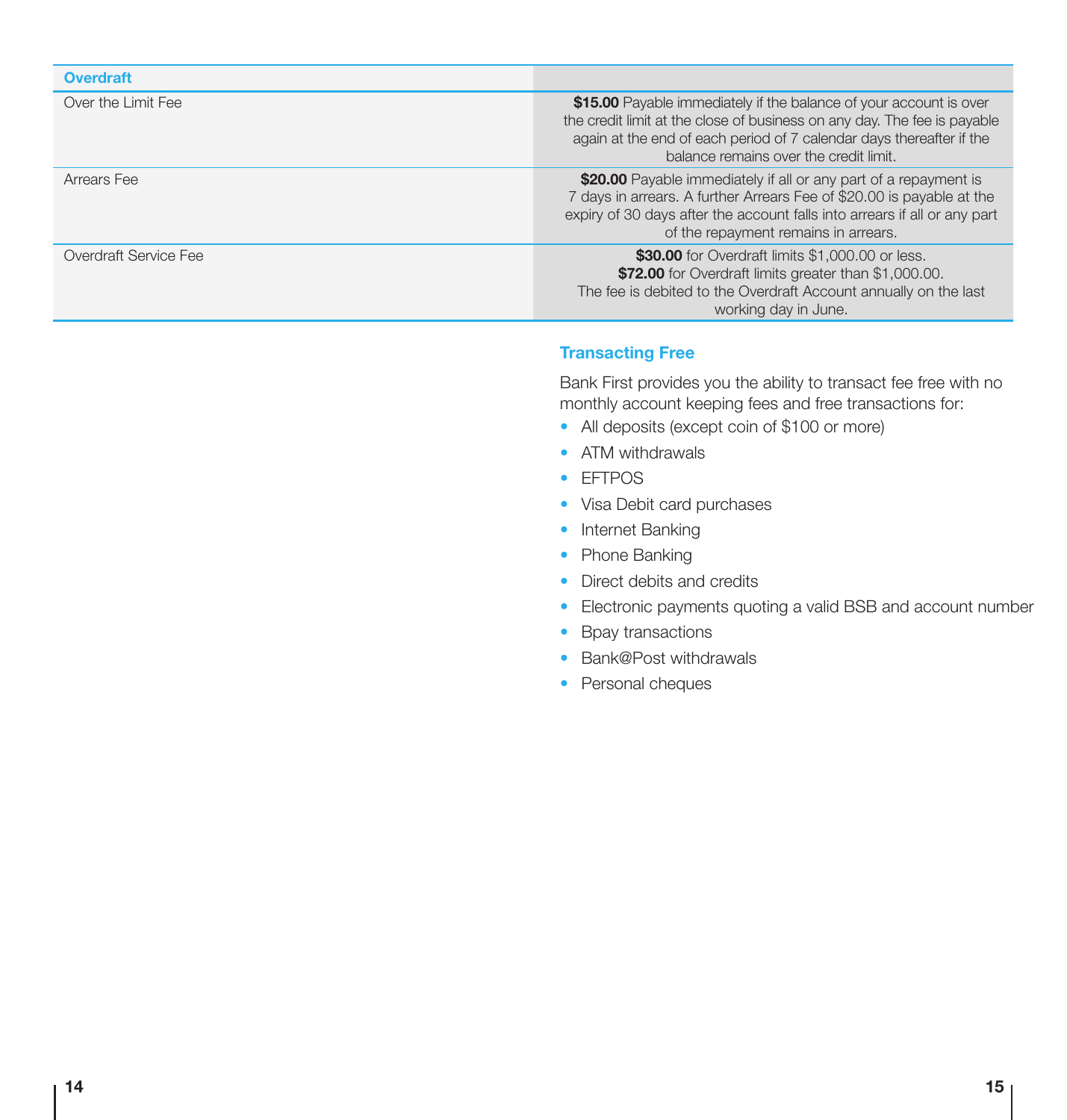| Overdraft | |
|---|---|
| Over the Limit Fee | **$15.00** Payable immediately if the balance of your account is over the credit limit at the close of business on any day. The fee is payable again at the end of each period of 7 calendar days thereafter if the balance remains over the credit limit. |
| Arrears Fee | **$20.00** Payable immediately if all or any part of a repayment is 7 days in arrears. A further Arrears Fee of $20.00 is payable at the expiry of 30 days after the account falls into arrears if all or any part of the repayment remains in arrears. |
| Overdraft Service Fee | **$30.00** for Overdraft limits $1,000.00 or less. **$72.00** for Overdraft limits greater than $1,000.00. The fee is debited to the Overdraft Account annually on the last working day in June. |

### Transacting Free

Bank First provides you the ability to transact fee free with no monthly account keeping fees and free transactions for:

- All deposits (except coin of $100 or more)
- ATM withdrawals
- EFTPOS
- Visa Debit card purchases
- Internet Banking
- Phone Banking
- Direct debits and credits
- Electronic payments quoting a valid BSB and account number
- Bpay transactions
- Bank@Post withdrawals
- Personal cheques